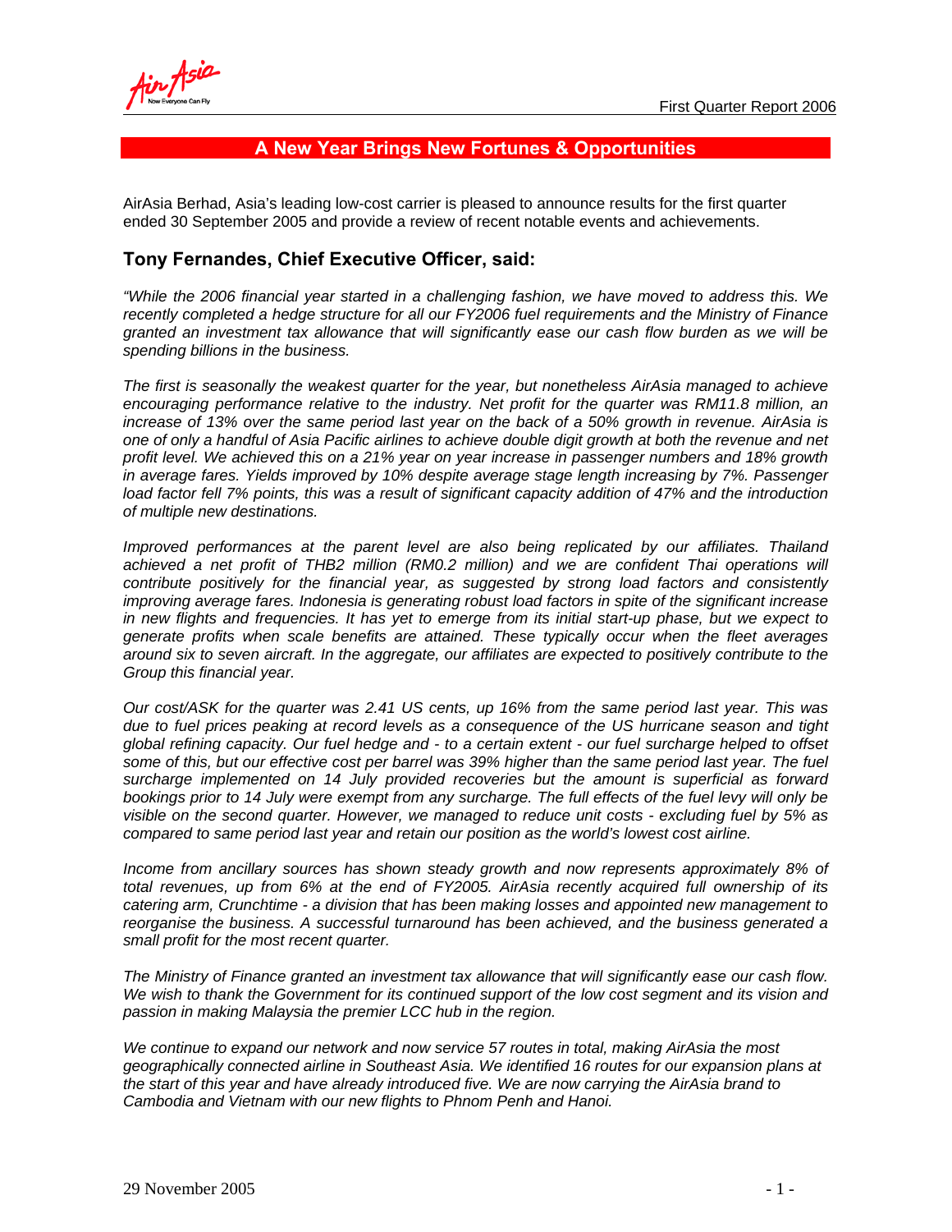# A New Year Brings New Fortunes & Opportunities

AirAsia Berhad, Asia's leading low-cost carrier is pleased to announce results for the first quarter ended 30 September 2005 and provide a review of recent notable events and achievements.

## Tony Fernandes, Chief Executive Officer, said:

*"While the 2006 financial year started in a challenging fashion, we have moved to address this. We recently completed a hedge structure for all our FY2006 fuel requirements and the Ministry of Finance granted an investment tax allowance that will significantly ease our cash flow burden as we will be spending billions in the business.*

*The first is seasonally the weakest quarter for the year, but nonetheless AirAsia managed to achieve encouraging performance relative to the industry. Net profit for the quarter was RM11.8 million, an increase of 13% over the same period last year on the back of a 50% growth in revenue. AirAsia is one of only a handful of Asia Pacific airlines to achieve double digit growth at both the revenue and net profit level. We achieved this on a 21% year on year increase in passenger numbers and 18% growth in average fares. Yields improved by 10% despite average stage length increasing by 7%. Passenger load factor fell 7% points, this was a result of significant capacity addition of 47% and the introduction of multiple new destinations.*

*Improved performances at the parent level are also being replicated by our affiliates. Thailand achieved a net profit of THB2 million (RM0.2 million) and we are confident Thai operations will contribute positively for the financial year, as suggested by strong load factors and consistently improving average fares. Indonesia is generating robust load factors in spite of the significant increase in new flights and frequencies. It has yet to emerge from its initial start-up phase, but we expect to generate profits when scale benefits are attained. These typically occur when the fleet averages around six to seven aircraft. In the aggregate, our affiliates are expected to positively contribute to the Group this financial year.*

*Our cost/ASK for the quarter was 2.41 US cents, up 16% from the same period last year. This was due to fuel prices peaking at record levels as a consequence of the US hurricane season and tight global refining capacity. Our fuel hedge and - to a certain extent - our fuel surcharge helped to offset some of this, but our effective cost per barrel was 39% higher than the same period last year. The fuel surcharge implemented on 14 July provided recoveries but the amount is superficial as forward bookings prior to 14 July were exempt from any surcharge. The full effects of the fuel levy will only be visible on the second quarter. However, we managed to reduce unit costs - excluding fuel by 5% as compared to same period last year and retain our position as the world's lowest cost airline.*

*Income from ancillary sources has shown steady growth and now represents approximately 8% of total revenues, up from 6% at the end of FY2005. AirAsia recently acquired full ownership of its catering arm, Crunchtime - a division that has been making losses and appointed new management to reorganise the business. A successful turnaround has been achieved, and the business generated a small profit for the most recent quarter.*

*The Ministry of Finance granted an investment tax allowance that will significantly ease our cash flow. We wish to thank the Government for its continued support of the low cost segment and its vision and passion in making Malaysia the premier LCC hub in the region.*

*We continue to expand our network and now service 57 routes in total, making AirAsia the most geographically connected airline in Southeast Asia. We identified 16 routes for our expansion plans at the start of this year and have already introduced five. We are now carrying the AirAsia brand to Cambodia and Vietnam with our new flights to Phnom Penh and Hanoi.*

29 November 2005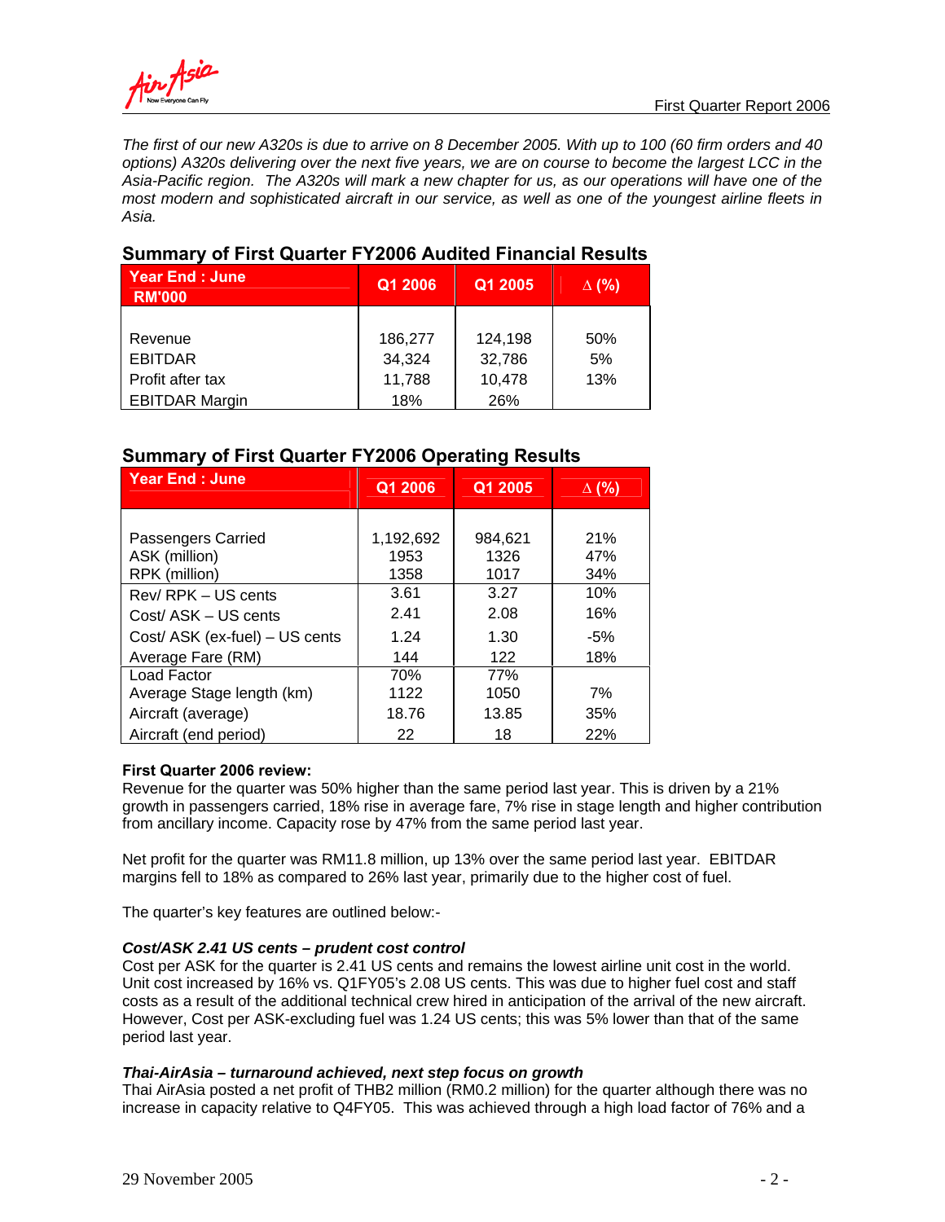*The first of our new A320s is due to arrive on 8 December 2005. With up to 100 (60 firm orders and 40 options) A320s delivering over the next five years, we are on course to become the largest LCC in the Asia-Pacific region. The A320s will mark a new chapter for us, as our operations will have one of the most modern and sophisticated aircraft in our service, as well as one of the youngest airline fleets in Asia.*

## Summary of First Quarter FY2006 Audited Financial Results

| Year End : June RM'000 | Q1 2006 | Q1 2005 | Δ (%) |
|---|---|---|---|
| Revenue | 186,277 | 124,198 | 50% |
| EBITDAR | 34,324 | 32,786 | 5% |
| Profit after tax | 11,788 | 10,478 | 13% |
| EBITDAR Margin | 18% | 26% | |

## Summary of First Quarter FY2006 Operating Results

| Year End : June | Q1 2006 | Q1 2005 | Δ (%) |
|---|---|---|---|
| Passengers Carried | 1,192,692 | 984,621 | 21% |
| ASK (million) | 1953 | 1326 | 47% |
| RPK (million) | 1358 | 1017 | 34% |
| Rev/ RPK – US cents | 3.61 | 3.27 | 10% |
| Cost/ ASK – US cents | 2.41 | 2.08 | 16% |
| Cost/ ASK (ex-fuel) – US cents | 1.24 | 1.30 | -5% |
| Average Fare (RM) | 144 | 122 | 18% |
| Load Factor | 70% | 77% | |
| Average Stage length (km) | 1122 | 1050 | 7% |
| Aircraft (average) | 18.76 | 13.85 | 35% |
| Aircraft (end period) | 22 | 18 | 22% |

**First Quarter 2006 review:**

Revenue for the quarter was 50% higher than the same period last year. This is driven by a 21% growth in passengers carried, 18% rise in average fare, 7% rise in stage length and higher contribution from ancillary income. Capacity rose by 47% from the same period last year.

Net profit for the quarter was RM11.8 million, up 13% over the same period last year. EBITDAR margins fell to 18% as compared to 26% last year, primarily due to the higher cost of fuel.

The quarter's key features are outlined below:-

***Cost/ASK 2.41 US cents – prudent cost control***

Cost per ASK for the quarter is 2.41 US cents and remains the lowest airline unit cost in the world. Unit cost increased by 16% vs. Q1FY05's 2.08 US cents. This was due to higher fuel cost and staff costs as a result of the additional technical crew hired in anticipation of the arrival of the new aircraft. However, Cost per ASK-excluding fuel was 1.24 US cents; this was 5% lower than that of the same period last year.

***Thai-AirAsia – turnaround achieved, next step focus on growth***

Thai AirAsia posted a net profit of THB2 million (RM0.2 million) for the quarter although there was no increase in capacity relative to Q4FY05. This was achieved through a high load factor of 76% and a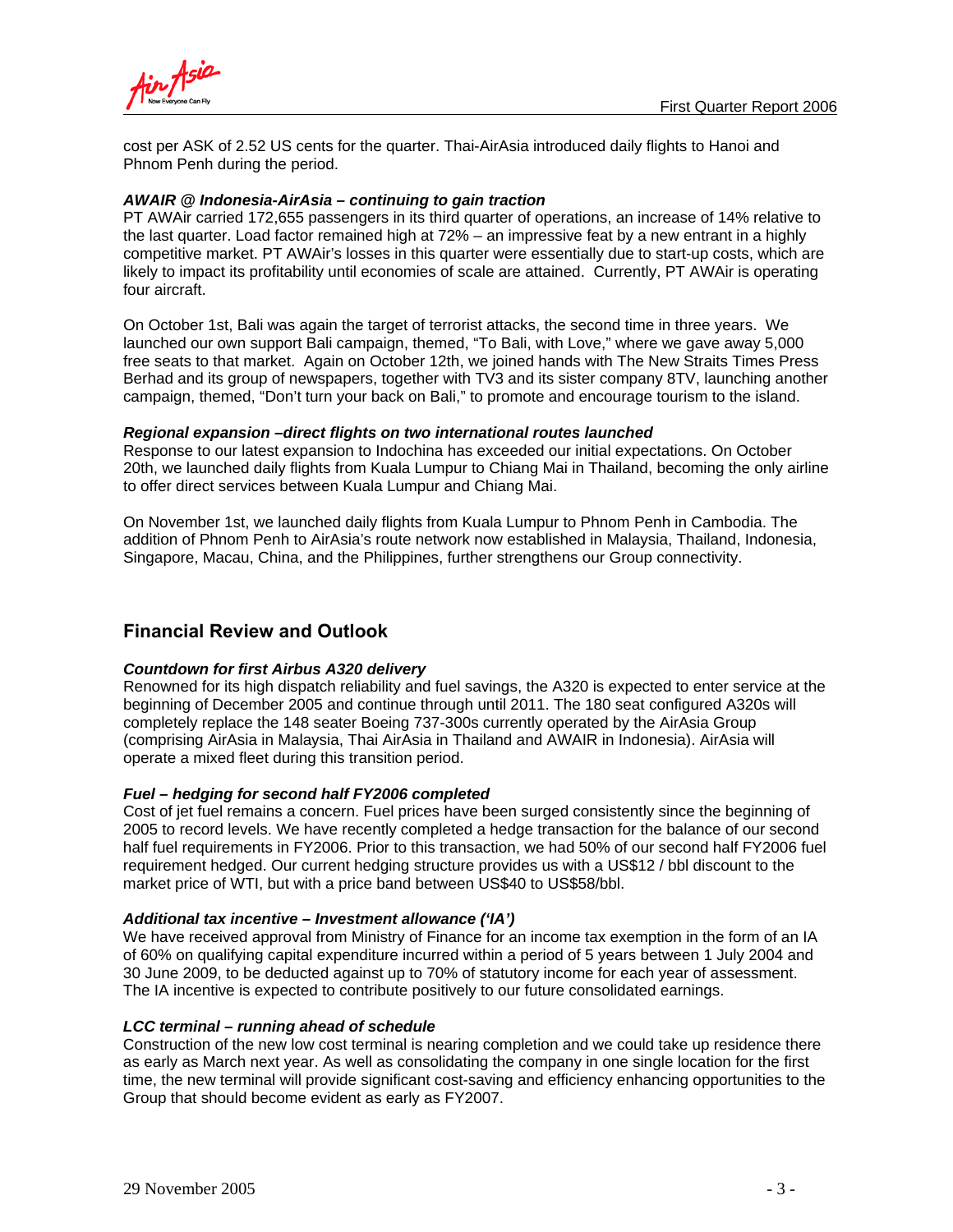cost per ASK of 2.52 US cents for the quarter. Thai-AirAsia introduced daily flights to Hanoi and Phnom Penh during the period.

***AWAIR @ Indonesia-AirAsia – continuing to gain traction***

PT AWAir carried 172,655 passengers in its third quarter of operations, an increase of 14% relative to the last quarter. Load factor remained high at 72% – an impressive feat by a new entrant in a highly competitive market. PT AWAir's losses in this quarter were essentially due to start-up costs, which are likely to impact its profitability until economies of scale are attained. Currently, PT AWAir is operating four aircraft.

On October 1st, Bali was again the target of terrorist attacks, the second time in three years. We launched our own support Bali campaign, themed, "To Bali, with Love," where we gave away 5,000 free seats to that market. Again on October 12th, we joined hands with The New Straits Times Press Berhad and its group of newspapers, together with TV3 and its sister company 8TV, launching another campaign, themed, "Don't turn your back on Bali," to promote and encourage tourism to the island.

***Regional expansion –direct flights on two international routes launched***

Response to our latest expansion to Indochina has exceeded our initial expectations. On October 20th, we launched daily flights from Kuala Lumpur to Chiang Mai in Thailand, becoming the only airline to offer direct services between Kuala Lumpur and Chiang Mai.

On November 1st, we launched daily flights from Kuala Lumpur to Phnom Penh in Cambodia. The addition of Phnom Penh to AirAsia's route network now established in Malaysia, Thailand, Indonesia, Singapore, Macau, China, and the Philippines, further strengthens our Group connectivity.

## Financial Review and Outlook

***Countdown for first Airbus A320 delivery***

Renowned for its high dispatch reliability and fuel savings, the A320 is expected to enter service at the beginning of December 2005 and continue through until 2011. The 180 seat configured A320s will completely replace the 148 seater Boeing 737-300s currently operated by the AirAsia Group (comprising AirAsia in Malaysia, Thai AirAsia in Thailand and AWAIR in Indonesia). AirAsia will operate a mixed fleet during this transition period.

***Fuel – hedging for second half FY2006 completed***

Cost of jet fuel remains a concern. Fuel prices have been surged consistently since the beginning of 2005 to record levels. We have recently completed a hedge transaction for the balance of our second half fuel requirements in FY2006. Prior to this transaction, we had 50% of our second half FY2006 fuel requirement hedged. Our current hedging structure provides us with a US$12 / bbl discount to the market price of WTI, but with a price band between US$40 to US$58/bbl.

***Additional tax incentive – Investment allowance ('IA')***

We have received approval from Ministry of Finance for an income tax exemption in the form of an IA of 60% on qualifying capital expenditure incurred within a period of 5 years between 1 July 2004 and 30 June 2009, to be deducted against up to 70% of statutory income for each year of assessment. The IA incentive is expected to contribute positively to our future consolidated earnings.

***LCC terminal – running ahead of schedule***

Construction of the new low cost terminal is nearing completion and we could take up residence there as early as March next year. As well as consolidating the company in one single location for the first time, the new terminal will provide significant cost-saving and efficiency enhancing opportunities to the Group that should become evident as early as FY2007.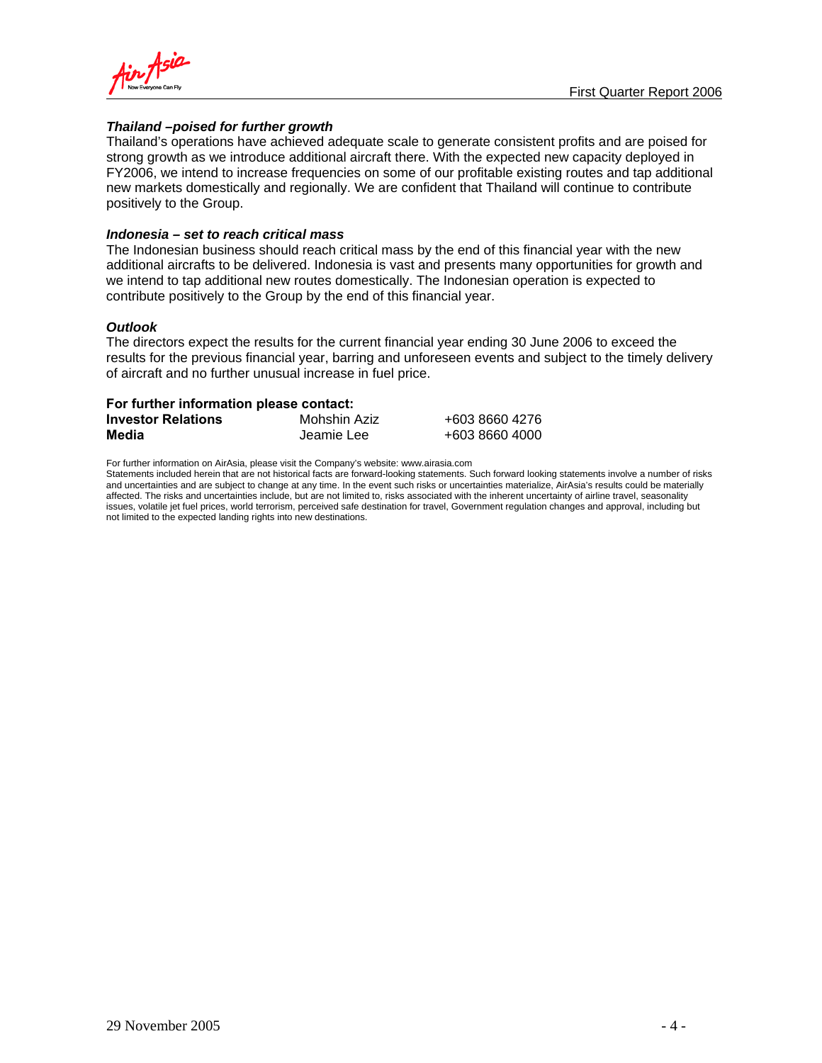### *Thailand –poised for further growth*

Thailand's operations have achieved adequate scale to generate consistent profits and are poised for strong growth as we introduce additional aircraft there. With the expected new capacity deployed in FY2006, we intend to increase frequencies on some of our profitable existing routes and tap additional new markets domestically and regionally. We are confident that Thailand will continue to contribute positively to the Group.

### *Indonesia – set to reach critical mass*

The Indonesian business should reach critical mass by the end of this financial year with the new additional aircrafts to be delivered. Indonesia is vast and presents many opportunities for growth and we intend to tap additional new routes domestically. The Indonesian operation is expected to contribute positively to the Group by the end of this financial year.

### *Outlook*

The directors expect the results for the current financial year ending 30 June 2006 to exceed the results for the previous financial year, barring and unforeseen events and subject to the timely delivery of aircraft and no further unusual increase in fuel price.

**For further information please contact:**

| | | |
|---|---|---|
| **Investor Relations** | Mohshin Aziz | +603 8660 4276 |
| **Media** | Jeamie Lee | +603 8660 4000 |

For further information on AirAsia, please visit the Company's website: www.airasia.com

Statements included herein that are not historical facts are forward-looking statements. Such forward looking statements involve a number of risks and uncertainties and are subject to change at any time. In the event such risks or uncertainties materialize, AirAsia's results could be materially affected. The risks and uncertainties include, but are not limited to, risks associated with the inherent uncertainty of airline travel, seasonality issues, volatile jet fuel prices, world terrorism, perceived safe destination for travel, Government regulation changes and approval, including but not limited to the expected landing rights into new destinations.